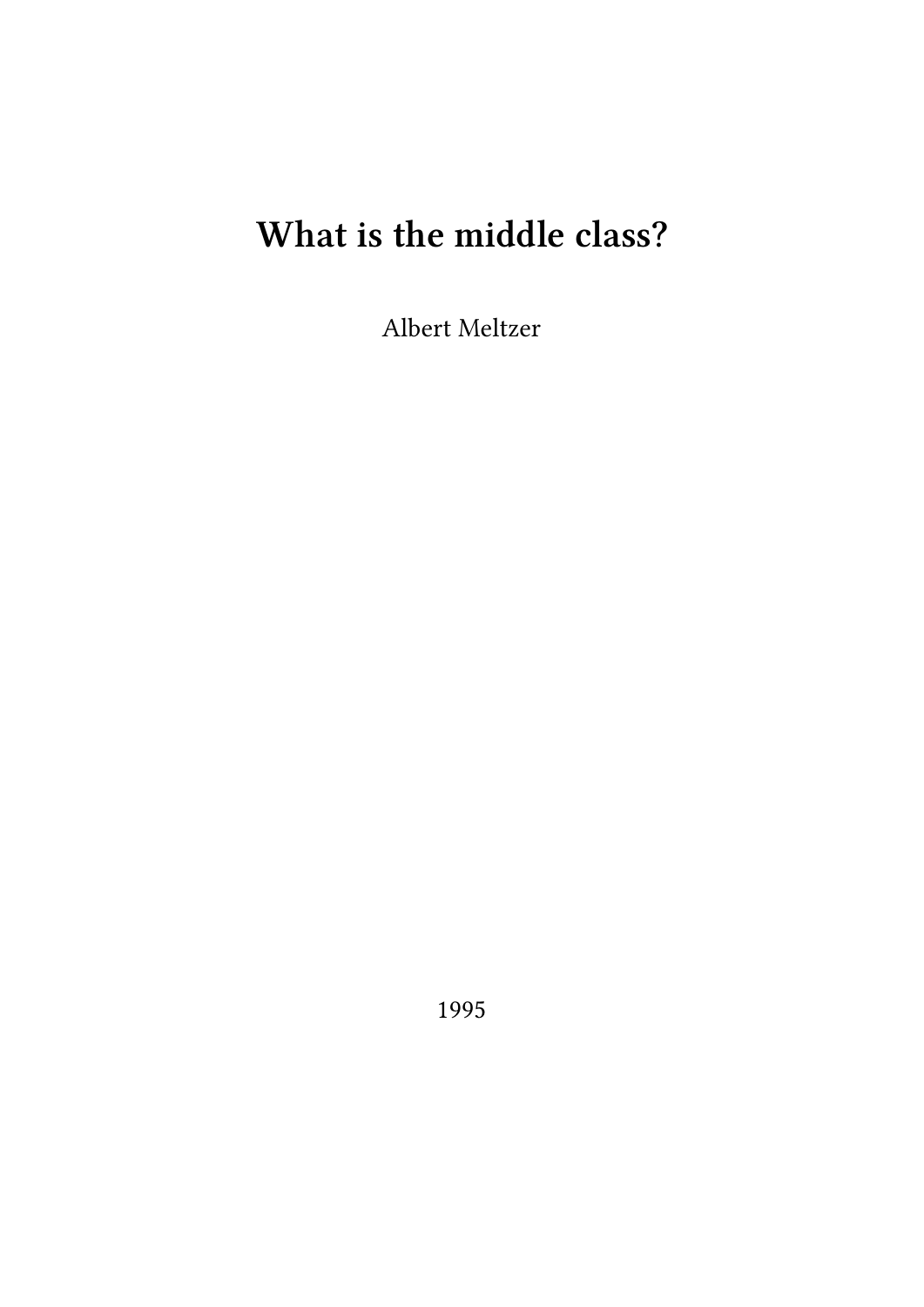# What is the middle class?

Albert Meltzer

1995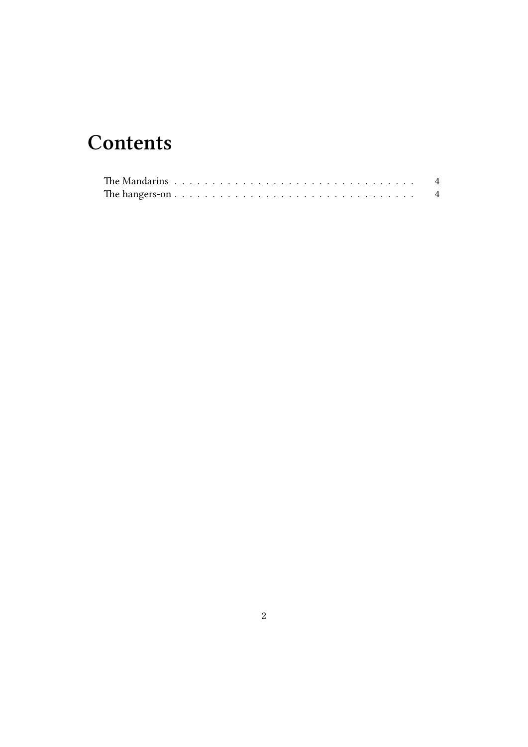# Contents

- The Mandarins . . . . . . . . . . . . . . . . . . . . . . . . . . . . . . . . . 4
- The hangers-on . . . . . . . . . . . . . . . . . . . . . . . . . . . . . . . . 4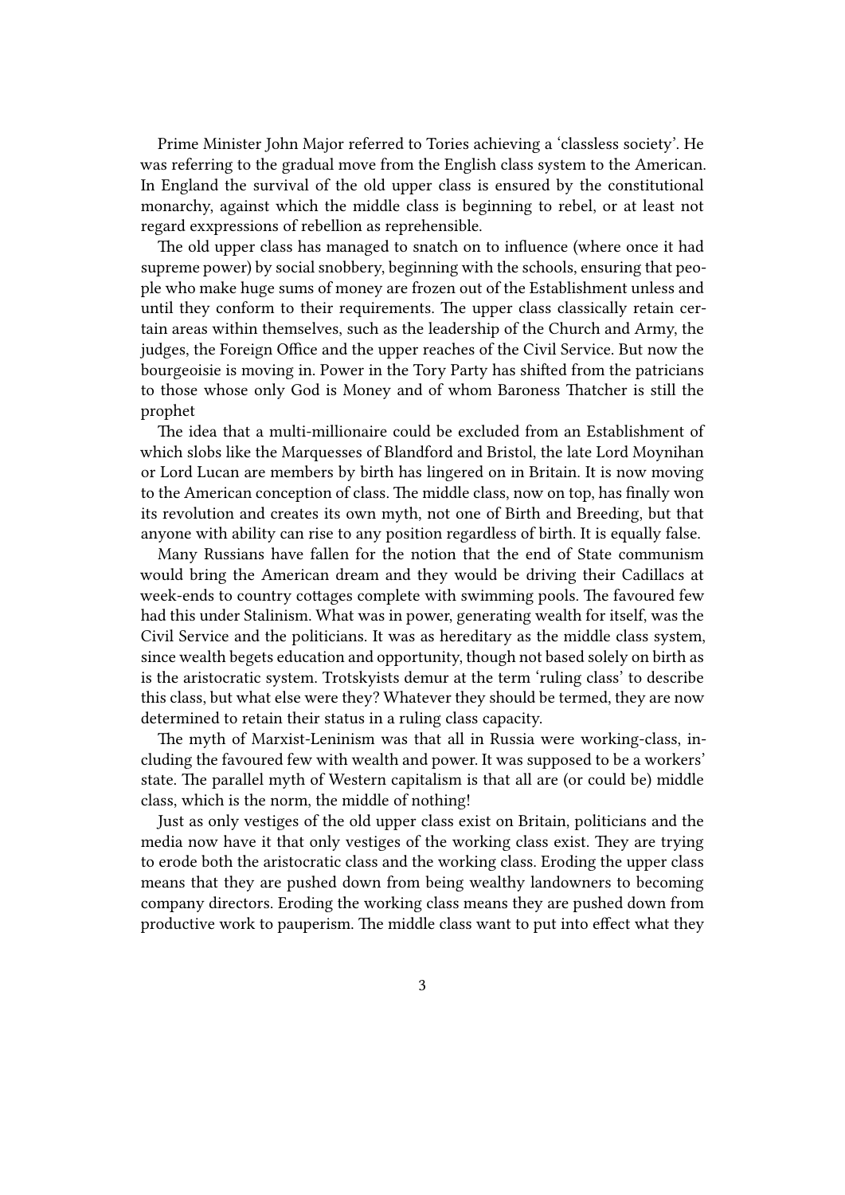Prime Minister John Major referred to Tories achieving a 'classless society'. He was referring to the gradual move from the English class system to the American. In England the survival of the old upper class is ensured by the constitutional monarchy, against which the middle class is beginning to rebel, or at least not regard exxpressions of rebellion as reprehensible.

The old upper class has managed to snatch on to influence (where once it had supreme power) by social snobbery, beginning with the schools, ensuring that people who make huge sums of money are frozen out of the Establishment unless and until they conform to their requirements. The upper class classically retain certain areas within themselves, such as the leadership of the Church and Army, the judges, the Foreign Office and the upper reaches of the Civil Service. But now the bourgeoisie is moving in. Power in the Tory Party has shifted from the patricians to those whose only God is Money and of whom Baroness Thatcher is still the prophet

The idea that a multi-millionaire could be excluded from an Establishment of which slobs like the Marquesses of Blandford and Bristol, the late Lord Moynihan or Lord Lucan are members by birth has lingered on in Britain. It is now moving to the American conception of class. The middle class, now on top, has finally won its revolution and creates its own myth, not one of Birth and Breeding, but that anyone with ability can rise to any position regardless of birth. It is equally false.

Many Russians have fallen for the notion that the end of State communism would bring the American dream and they would be driving their Cadillacs at week-ends to country cottages complete with swimming pools. The favoured few had this under Stalinism. What was in power, generating wealth for itself, was the Civil Service and the politicians. It was as hereditary as the middle class system, since wealth begets education and opportunity, though not based solely on birth as is the aristocratic system. Trotskyists demur at the term 'ruling class' to describe this class, but what else were they? Whatever they should be termed, they are now determined to retain their status in a ruling class capacity.

The myth of Marxist-Leninism was that all in Russia were working-class, including the favoured few with wealth and power. It was supposed to be a workers' state. The parallel myth of Western capitalism is that all are (or could be) middle class, which is the norm, the middle of nothing!

Just as only vestiges of the old upper class exist on Britain, politicians and the media now have it that only vestiges of the working class exist. They are trying to erode both the aristocratic class and the working class. Eroding the upper class means that they are pushed down from being wealthy landowners to becoming company directors. Eroding the working class means they are pushed down from productive work to pauperism. The middle class want to put into effect what they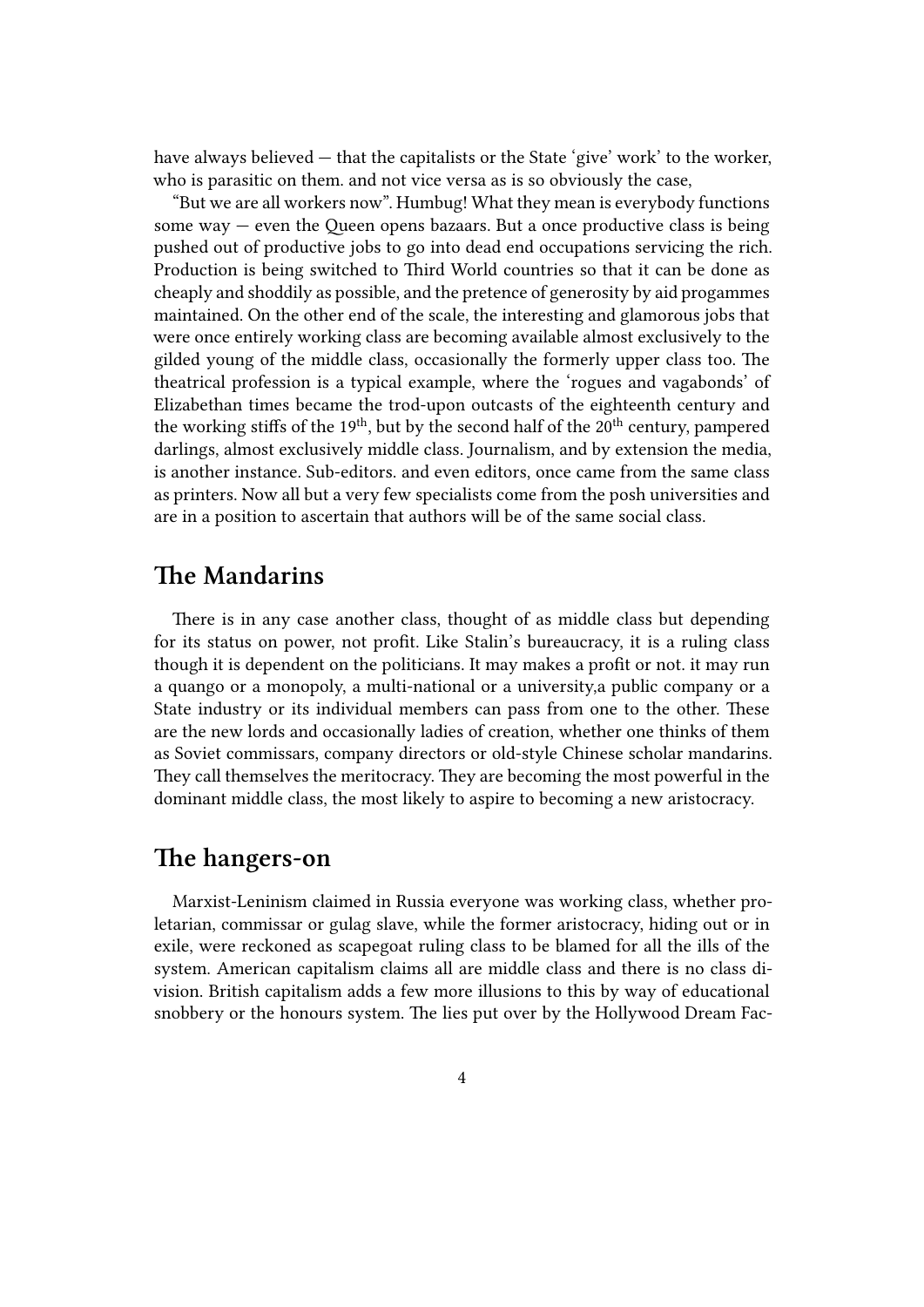have always believed — that the capitalists or the State 'give' work' to the worker, who is parasitic on them. and not vice versa as is so obviously the case,

"But we are all workers now". Humbug! What they mean is everybody functions some way — even the Queen opens bazaars. But a once productive class is being pushed out of productive jobs to go into dead end occupations servicing the rich. Production is being switched to Third World countries so that it can be done as cheaply and shoddily as possible, and the pretence of generosity by aid progammes maintained. On the other end of the scale, the interesting and glamorous jobs that were once entirely working class are becoming available almost exclusively to the gilded young of the middle class, occasionally the formerly upper class too. The theatrical profession is a typical example, where the 'rogues and vagabonds' of Elizabethan times became the trod-upon outcasts of the eighteenth century and the working stiffs of the 19th, but by the second half of the 20th century, pampered darlings, almost exclusively middle class. Journalism, and by extension the media, is another instance. Sub-editors. and even editors, once came from the same class as printers. Now all but a very few specialists come from the posh universities and are in a position to ascertain that authors will be of the same social class.

## The Mandarins

There is in any case another class, thought of as middle class but depending for its status on power, not profit. Like Stalin's bureaucracy, it is a ruling class though it is dependent on the politicians. It may makes a profit or not. it may run a quango or a monopoly, a multi-national or a university,a public company or a State industry or its individual members can pass from one to the other. These are the new lords and occasionally ladies of creation, whether one thinks of them as Soviet commissars, company directors or old-style Chinese scholar mandarins. They call themselves the meritocracy. They are becoming the most powerful in the dominant middle class, the most likely to aspire to becoming a new aristocracy.

## The hangers-on

Marxist-Leninism claimed in Russia everyone was working class, whether proletarian, commissar or gulag slave, while the former aristocracy, hiding out or in exile, were reckoned as scapegoat ruling class to be blamed for all the ills of the system. American capitalism claims all are middle class and there is no class division. British capitalism adds a few more illusions to this by way of educational snobbery or the honours system. The lies put over by the Hollywood Dream Fac-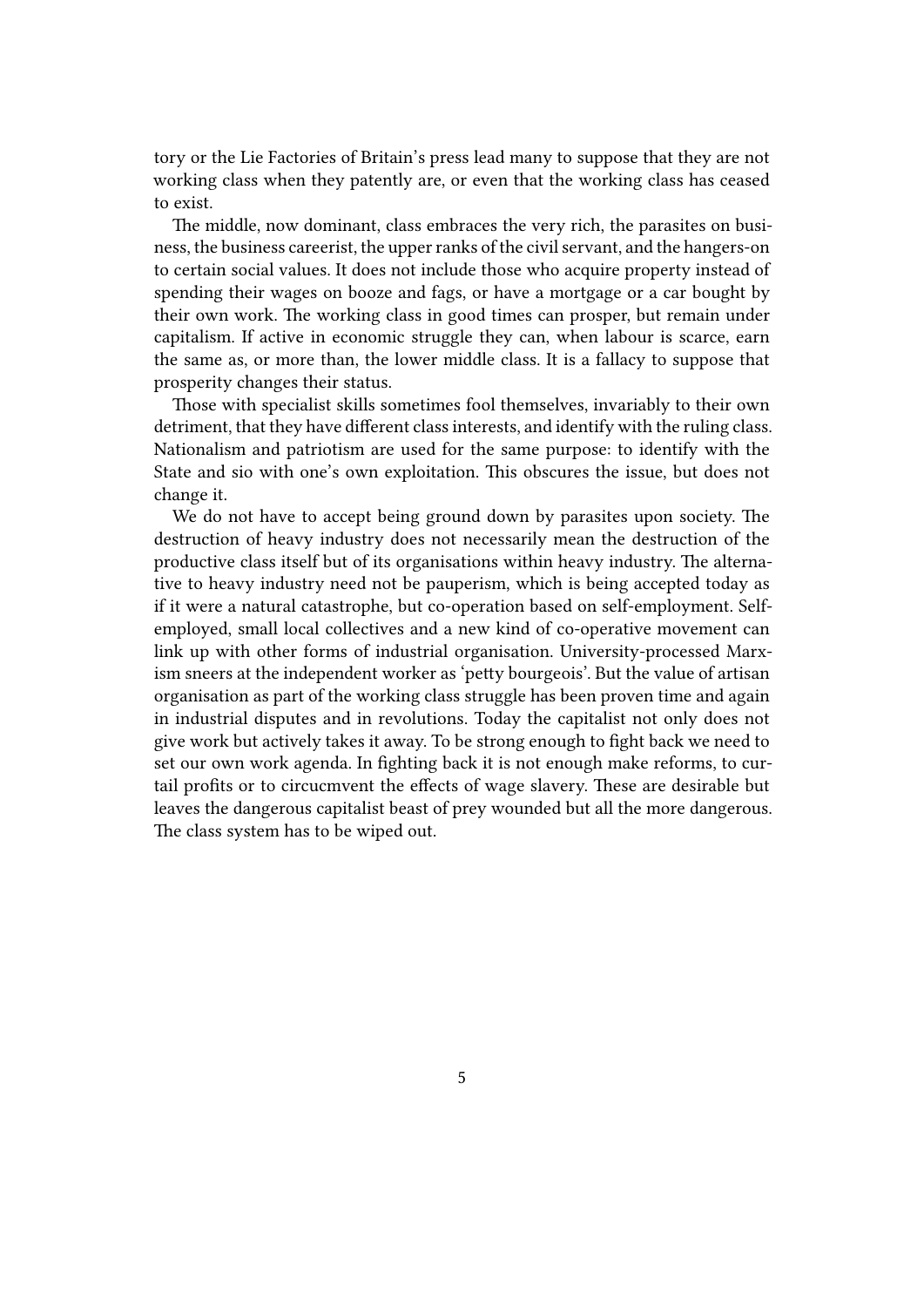tory or the Lie Factories of Britain's press lead many to suppose that they are not working class when they patently are, or even that the working class has ceased to exist.

The middle, now dominant, class embraces the very rich, the parasites on business, the business careerist, the upper ranks of the civil servant, and the hangers-on to certain social values. It does not include those who acquire property instead of spending their wages on booze and fags, or have a mortgage or a car bought by their own work. The working class in good times can prosper, but remain under capitalism. If active in economic struggle they can, when labour is scarce, earn the same as, or more than, the lower middle class. It is a fallacy to suppose that prosperity changes their status.

Those with specialist skills sometimes fool themselves, invariably to their own detriment, that they have different class interests, and identify with the ruling class. Nationalism and patriotism are used for the same purpose: to identify with the State and sio with one's own exploitation. This obscures the issue, but does not change it.

We do not have to accept being ground down by parasites upon society. The destruction of heavy industry does not necessarily mean the destruction of the productive class itself but of its organisations within heavy industry. The alternative to heavy industry need not be pauperism, which is being accepted today as if it were a natural catastrophe, but co-operation based on self-employment. Self-employed, small local collectives and a new kind of co-operative movement can link up with other forms of industrial organisation. University-processed Marxism sneers at the independent worker as 'petty bourgeois'. But the value of artisan organisation as part of the working class struggle has been proven time and again in industrial disputes and in revolutions. Today the capitalist not only does not give work but actively takes it away. To be strong enough to fight back we need to set our own work agenda. In fighting back it is not enough make reforms, to curtail profits or to circucmvent the effects of wage slavery. These are desirable but leaves the dangerous capitalist beast of prey wounded but all the more dangerous. The class system has to be wiped out.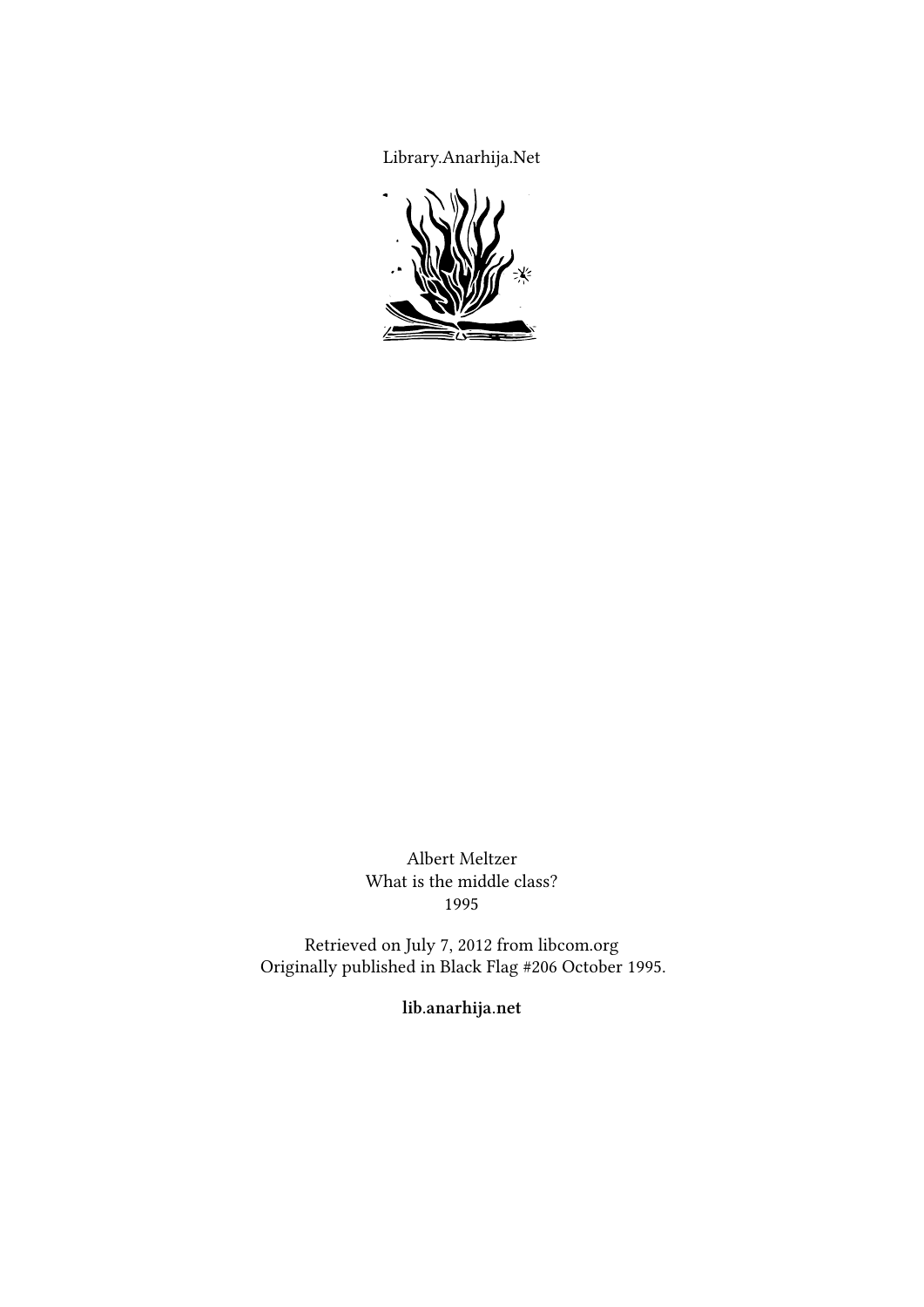Library.Anarhija.Net

Albert Meltzer
What is the middle class?
1995

Retrieved on July 7, 2012 from libcom.org
Originally published in Black Flag #206 October 1995.

**lib.anarhija.net**